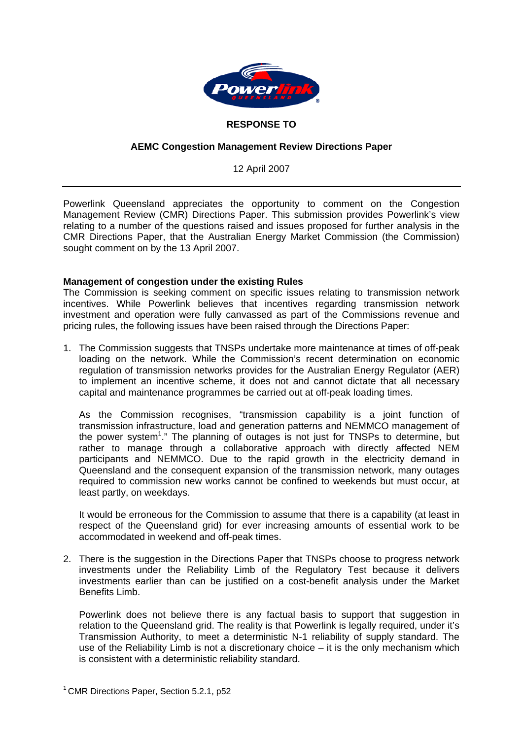**RESPONSE TO**

**AEMC Congestion Management Review Directions Paper**

12 April 2007

---

Powerlink Queensland appreciates the opportunity to comment on the Congestion Management Review (CMR) Directions Paper. This submission provides Powerlink's view relating to a number of the questions raised and issues proposed for further analysis in the CMR Directions Paper, that the Australian Energy Market Commission (the Commission) sought comment on by the 13 April 2007.

**Management of congestion under the existing Rules**

The Commission is seeking comment on specific issues relating to transmission network incentives. While Powerlink believes that incentives regarding transmission network investment and operation were fully canvassed as part of the Commissions revenue and pricing rules, the following issues have been raised through the Directions Paper:

1. The Commission suggests that TNSPs undertake more maintenance at times of off-peak loading on the network. While the Commission's recent determination on economic regulation of transmission networks provides for the Australian Energy Regulator (AER) to implement an incentive scheme, it does not and cannot dictate that all necessary capital and maintenance programmes be carried out at off-peak loading times.

   As the Commission recognises, "transmission capability is a joint function of transmission infrastructure, load and generation patterns and NEMMCO management of the power system[1]." The planning of outages is not just for TNSPs to determine, but rather to manage through a collaborative approach with directly affected NEM participants and NEMMCO. Due to the rapid growth in the electricity demand in Queensland and the consequent expansion of the transmission network, many outages required to commission new works cannot be confined to weekends but must occur, at least partly, on weekdays.

   It would be erroneous for the Commission to assume that there is a capability (at least in respect of the Queensland grid) for ever increasing amounts of essential work to be accommodated in weekend and off-peak times.

2. There is the suggestion in the Directions Paper that TNSPs choose to progress network investments under the Reliability Limb of the Regulatory Test because it delivers investments earlier than can be justified on a cost-benefit analysis under the Market Benefits Limb.

   Powerlink does not believe there is any factual basis to support that suggestion in relation to the Queensland grid. The reality is that Powerlink is legally required, under it's Transmission Authority, to meet a deterministic N-1 reliability of supply standard. The use of the Reliability Limb is not a discretionary choice – it is the only mechanism which is consistent with a deterministic reliability standard.

[1] CMR Directions Paper, Section 5.2.1, p52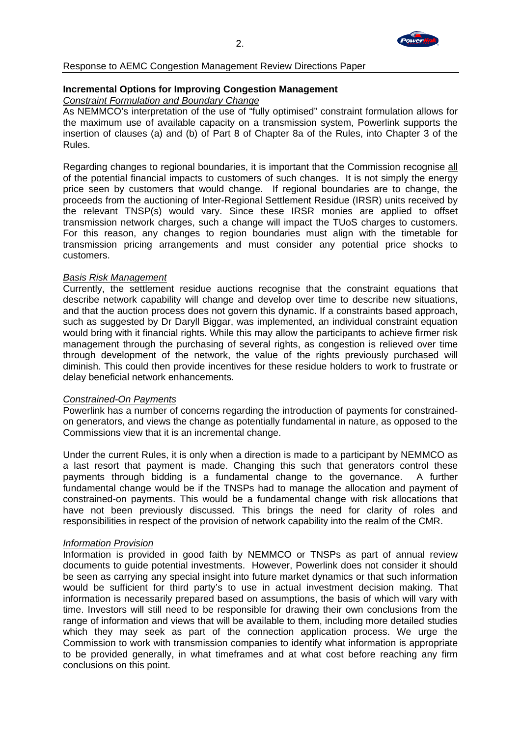## Incremental Options for Improving Congestion Management

*Constraint Formulation and Boundary Change*

As NEMMCO's interpretation of the use of "fully optimised" constraint formulation allows for the maximum use of available capacity on a transmission system, Powerlink supports the insertion of clauses (a) and (b) of Part 8 of Chapter 8a of the Rules, into Chapter 3 of the Rules.

Regarding changes to regional boundaries, it is important that the Commission recognise all of the potential financial impacts to customers of such changes. It is not simply the energy price seen by customers that would change. If regional boundaries are to change, the proceeds from the auctioning of Inter-Regional Settlement Residue (IRSR) units received by the relevant TNSP(s) would vary. Since these IRSR monies are applied to offset transmission network charges, such a change will impact the TUoS charges to customers. For this reason, any changes to region boundaries must align with the timetable for transmission pricing arrangements and must consider any potential price shocks to customers.

*Basis Risk Management*

Currently, the settlement residue auctions recognise that the constraint equations that describe network capability will change and develop over time to describe new situations, and that the auction process does not govern this dynamic. If a constraints based approach, such as suggested by Dr Daryll Biggar, was implemented, an individual constraint equation would bring with it financial rights. While this may allow the participants to achieve firmer risk management through the purchasing of several rights, as congestion is relieved over time through development of the network, the value of the rights previously purchased will diminish. This could then provide incentives for these residue holders to work to frustrate or delay beneficial network enhancements.

*Constrained-On Payments*

Powerlink has a number of concerns regarding the introduction of payments for constrained-on generators, and views the change as potentially fundamental in nature, as opposed to the Commissions view that it is an incremental change.

Under the current Rules, it is only when a direction is made to a participant by NEMMCO as a last resort that payment is made. Changing this such that generators control these payments through bidding is a fundamental change to the governance. A further fundamental change would be if the TNSPs had to manage the allocation and payment of constrained-on payments. This would be a fundamental change with risk allocations that have not been previously discussed. This brings the need for clarity of roles and responsibilities in respect of the provision of network capability into the realm of the CMR.

*Information Provision*

Information is provided in good faith by NEMMCO or TNSPs as part of annual review documents to guide potential investments. However, Powerlink does not consider it should be seen as carrying any special insight into future market dynamics or that such information would be sufficient for third party's to use in actual investment decision making. That information is necessarily prepared based on assumptions, the basis of which will vary with time. Investors will still need to be responsible for drawing their own conclusions from the range of information and views that will be available to them, including more detailed studies which they may seek as part of the connection application process. We urge the Commission to work with transmission companies to identify what information is appropriate to be provided generally, in what timeframes and at what cost before reaching any firm conclusions on this point.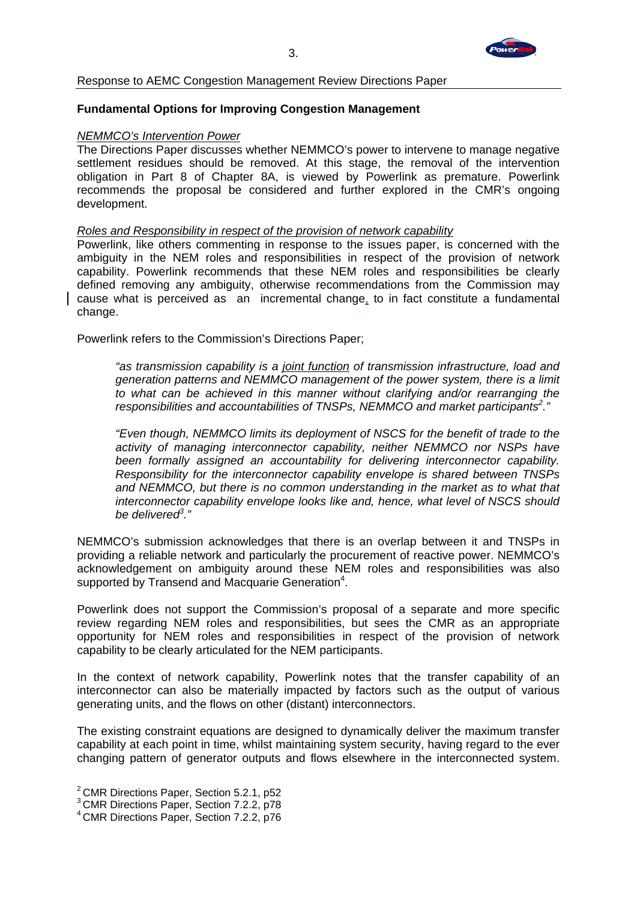**Fundamental Options for Improving Congestion Management**

*NEMMCO's Intervention Power*

The Directions Paper discusses whether NEMMCO's power to intervene to manage negative settlement residues should be removed. At this stage, the removal of the intervention obligation in Part 8 of Chapter 8A, is viewed by Powerlink as premature. Powerlink recommends the proposal be considered and further explored in the CMR's ongoing development.

*Roles and Responsibility in respect of the provision of network capability*

Powerlink, like others commenting in response to the issues paper, is concerned with the ambiguity in the NEM roles and responsibilities in respect of the provision of network capability. Powerlink recommends that these NEM roles and responsibilities be clearly defined removing any ambiguity, otherwise recommendations from the Commission may cause what is perceived as an incremental change, to in fact constitute a fundamental change.

Powerlink refers to the Commission's Directions Paper;

> *"as transmission capability is a joint function of transmission infrastructure, load and generation patterns and NEMMCO management of the power system, there is a limit to what can be achieved in this manner without clarifying and/or rearranging the responsibilities and accountabilities of TNSPs, NEMMCO and market participants[2]."*
>
> *"Even though, NEMMCO limits its deployment of NSCS for the benefit of trade to the activity of managing interconnector capability, neither NEMMCO nor NSPs have been formally assigned an accountability for delivering interconnector capability. Responsibility for the interconnector capability envelope is shared between TNSPs and NEMMCO, but there is no common understanding in the market as to what that interconnector capability envelope looks like and, hence, what level of NSCS should be delivered[3]."*

NEMMCO's submission acknowledges that there is an overlap between it and TNSPs in providing a reliable network and particularly the procurement of reactive power. NEMMCO's acknowledgement on ambiguity around these NEM roles and responsibilities was also supported by Transend and Macquarie Generation[4].

Powerlink does not support the Commission's proposal of a separate and more specific review regarding NEM roles and responsibilities, but sees the CMR as an appropriate opportunity for NEM roles and responsibilities in respect of the provision of network capability to be clearly articulated for the NEM participants.

In the context of network capability, Powerlink notes that the transfer capability of an interconnector can also be materially impacted by factors such as the output of various generating units, and the flows on other (distant) interconnectors.

The existing constraint equations are designed to dynamically deliver the maximum transfer capability at each point in time, whilst maintaining system security, having regard to the ever changing pattern of generator outputs and flows elsewhere in the interconnected system.

[2] CMR Directions Paper, Section 5.2.1, p52
[3] CMR Directions Paper, Section 7.2.2, p78
[4] CMR Directions Paper, Section 7.2.2, p76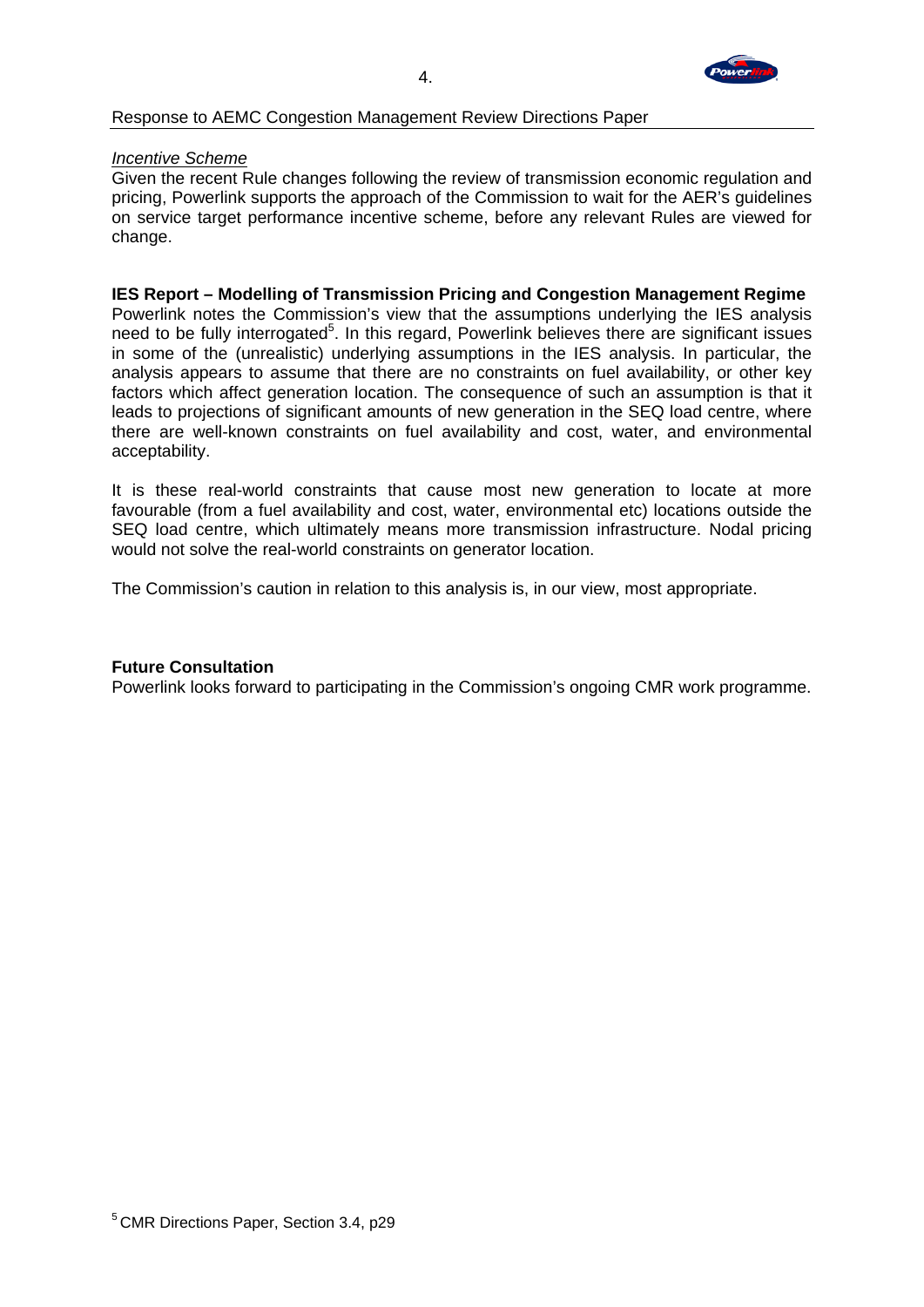*Incentive Scheme*

Given the recent Rule changes following the review of transmission economic regulation and pricing, Powerlink supports the approach of the Commission to wait for the AER's guidelines on service target performance incentive scheme, before any relevant Rules are viewed for change.

**IES Report – Modelling of Transmission Pricing and Congestion Management Regime**

Powerlink notes the Commission's view that the assumptions underlying the IES analysis need to be fully interrogated[5]. In this regard, Powerlink believes there are significant issues in some of the (unrealistic) underlying assumptions in the IES analysis. In particular, the analysis appears to assume that there are no constraints on fuel availability, or other key factors which affect generation location. The consequence of such an assumption is that it leads to projections of significant amounts of new generation in the SEQ load centre, where there are well-known constraints on fuel availability and cost, water, and environmental acceptability.

It is these real-world constraints that cause most new generation to locate at more favourable (from a fuel availability and cost, water, environmental etc) locations outside the SEQ load centre, which ultimately means more transmission infrastructure. Nodal pricing would not solve the real-world constraints on generator location.

The Commission's caution in relation to this analysis is, in our view, most appropriate.

**Future Consultation**

Powerlink looks forward to participating in the Commission's ongoing CMR work programme.

[5] CMR Directions Paper, Section 3.4, p29